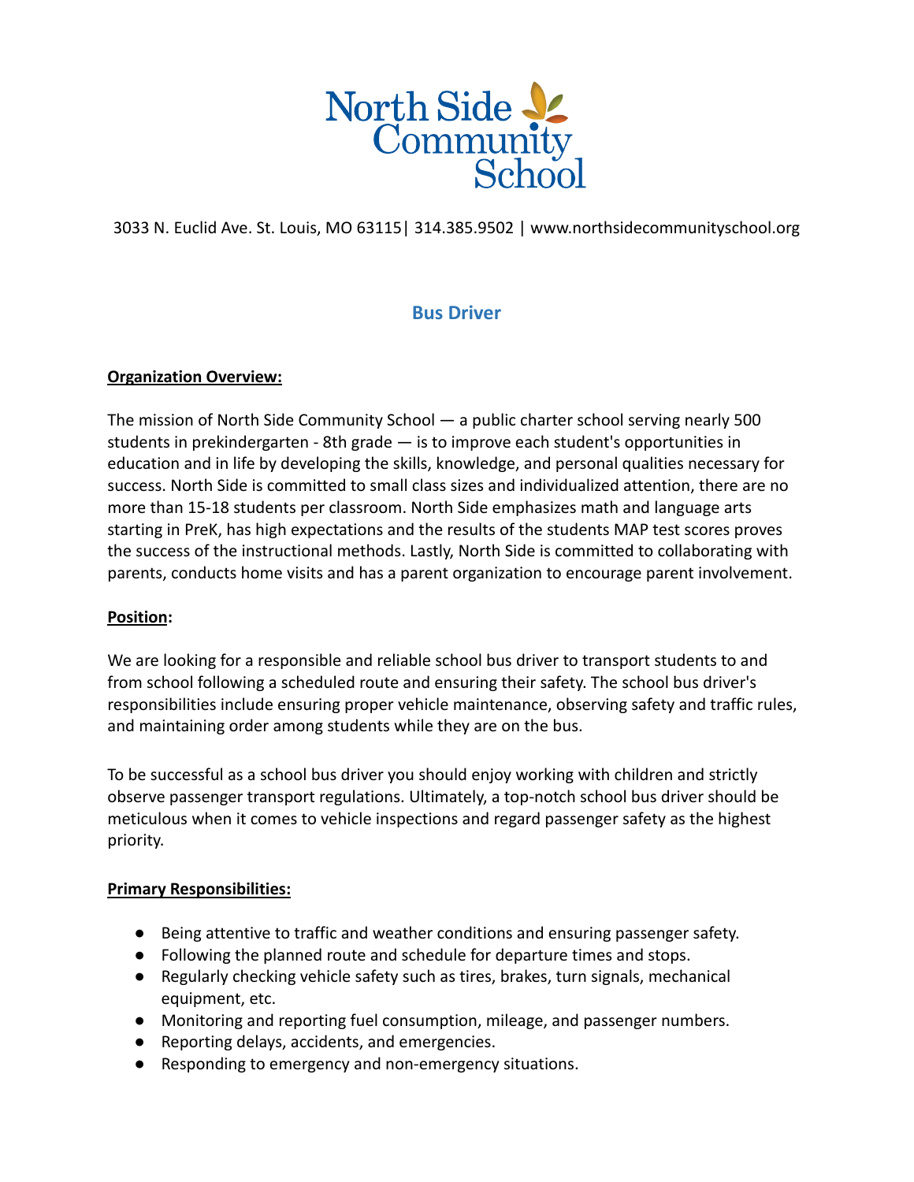# North Side Community School

3033 N. Euclid Ave. St. Louis, MO 63115| 314.385.9502 | www.northsidecommunityschool.org

## Bus Driver

**Organization Overview:**

The mission of North Side Community School — a public charter school serving nearly 500 students in prekindergarten - 8th grade — is to improve each student's opportunities in education and in life by developing the skills, knowledge, and personal qualities necessary for success. North Side is committed to small class sizes and individualized attention, there are no more than 15-18 students per classroom. North Side emphasizes math and language arts starting in PreK, has high expectations and the results of the students MAP test scores proves the success of the instructional methods. Lastly, North Side is committed to collaborating with parents, conducts home visits and has a parent organization to encourage parent involvement.

**Position:**

We are looking for a responsible and reliable school bus driver to transport students to and from school following a scheduled route and ensuring their safety. The school bus driver's responsibilities include ensuring proper vehicle maintenance, observing safety and traffic rules, and maintaining order among students while they are on the bus.

To be successful as a school bus driver you should enjoy working with children and strictly observe passenger transport regulations. Ultimately, a top-notch school bus driver should be meticulous when it comes to vehicle inspections and regard passenger safety as the highest priority.

**Primary Responsibilities:**

- Being attentive to traffic and weather conditions and ensuring passenger safety.
- Following the planned route and schedule for departure times and stops.
- Regularly checking vehicle safety such as tires, brakes, turn signals, mechanical equipment, etc.
- Monitoring and reporting fuel consumption, mileage, and passenger numbers.
- Reporting delays, accidents, and emergencies.
- Responding to emergency and non-emergency situations.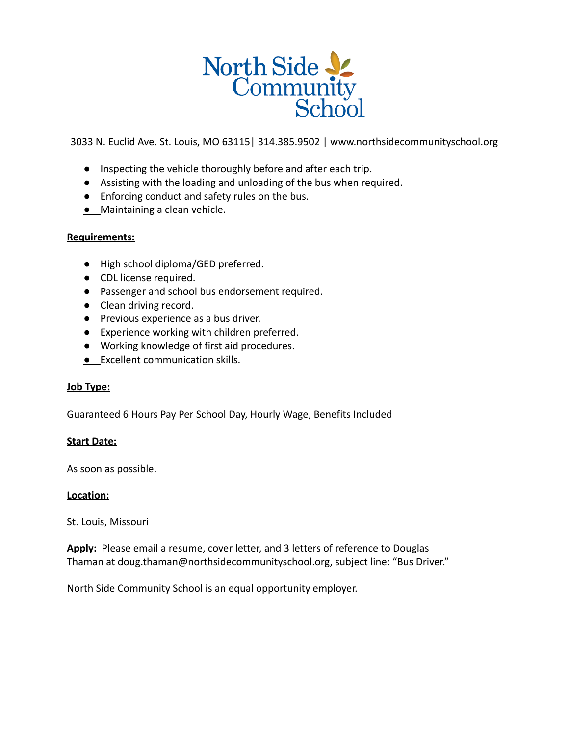North Side Community School

3033 N. Euclid Ave. St. Louis, MO 63115| 314.385.9502 | www.northsidecommunityschool.org

- Inspecting the vehicle thoroughly before and after each trip.
- Assisting with the loading and unloading of the bus when required.
- Enforcing conduct and safety rules on the bus.
- Maintaining a clean vehicle.

**Requirements:**

- High school diploma/GED preferred.
- CDL license required.
- Passenger and school bus endorsement required.
- Clean driving record.
- Previous experience as a bus driver.
- Experience working with children preferred.
- Working knowledge of first aid procedures.
- Excellent communication skills.

**Job Type:**

Guaranteed 6 Hours Pay Per School Day, Hourly Wage, Benefits Included

**Start Date:**

As soon as possible.

**Location:**

St. Louis, Missouri

**Apply:** Please email a resume, cover letter, and 3 letters of reference to Douglas Thaman at doug.thaman@northsidecommunityschool.org, subject line: "Bus Driver."

North Side Community School is an equal opportunity employer.